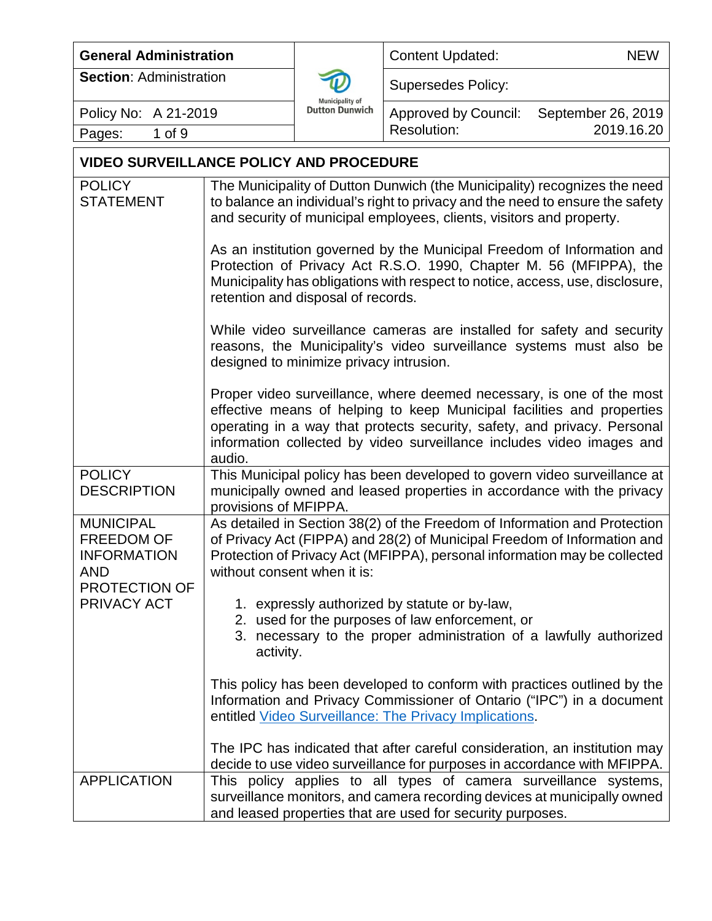| General Administration | Municipality of Dutton Dunwich | Content Updated: NEW |
|---|---|---|
| **Section**: Administration | | Supersedes Policy: |
| Policy No: A 21-2019 | | Approved by Council: September 26, 2019 |
| Pages: 1 of 9 | | Resolution: 2019.16.20 |

## VIDEO SURVEILLANCE POLICY AND PROCEDURE

| | |
|---|---|
| POLICY STATEMENT | The Municipality of Dutton Dunwich (the Municipality) recognizes the need to balance an individual's right to privacy and the need to ensure the safety and security of municipal employees, clients, visitors and property.<br><br>As an institution governed by the Municipal Freedom of Information and Protection of Privacy Act R.S.O. 1990, Chapter M. 56 (MFIPPA), the Municipality has obligations with respect to notice, access, use, disclosure, retention and disposal of records.<br><br>While video surveillance cameras are installed for safety and security reasons, the Municipality's video surveillance systems must also be designed to minimize privacy intrusion.<br><br>Proper video surveillance, where deemed necessary, is one of the most effective means of helping to keep Municipal facilities and properties operating in a way that protects security, safety, and privacy. Personal information collected by video surveillance includes video images and audio. |
| POLICY DESCRIPTION | This Municipal policy has been developed to govern video surveillance at municipally owned and leased properties in accordance with the privacy provisions of MFIPPA. |
| MUNICIPAL FREEDOM OF INFORMATION AND PROTECTION OF PRIVACY ACT | As detailed in Section 38(2) of the Freedom of Information and Protection of Privacy Act (FIPPA) and 28(2) of Municipal Freedom of Information and Protection of Privacy Act (MFIPPA), personal information may be collected without consent when it is:<br><br>1. expressly authorized by statute or by-law,<br>2. used for the purposes of law enforcement, or<br>3. necessary to the proper administration of a lawfully authorized activity.<br><br>This policy has been developed to conform with practices outlined by the Information and Privacy Commissioner of Ontario ("IPC") in a document entitled Video Surveillance: The Privacy Implications.<br><br>The IPC has indicated that after careful consideration, an institution may decide to use video surveillance for purposes in accordance with MFIPPA. |
| APPLICATION | This policy applies to all types of camera surveillance systems, surveillance monitors, and camera recording devices at municipally owned and leased properties that are used for security purposes. |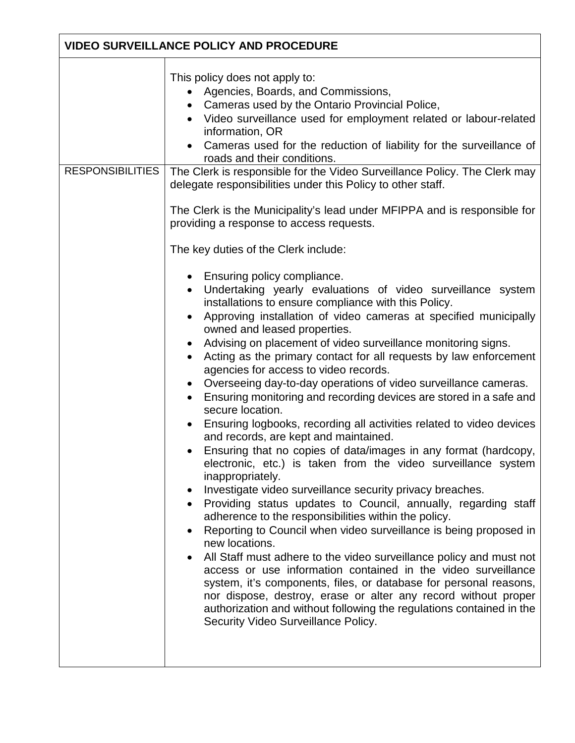| VIDEO SURVEILLANCE POLICY AND PROCEDURE | |
|---|---|
| | This policy does not apply to:<br>• Agencies, Boards, and Commissions,<br>• Cameras used by the Ontario Provincial Police,<br>• Video surveillance used for employment related or labour-related information, OR<br>• Cameras used for the reduction of liability for the surveillance of roads and their conditions. |
| RESPONSIBILITIES | The Clerk is responsible for the Video Surveillance Policy. The Clerk may delegate responsibilities under this Policy to other staff.<br><br>The Clerk is the Municipality's lead under MFIPPA and is responsible for providing a response to access requests.<br><br>The key duties of the Clerk include:<br><br>• Ensuring policy compliance.<br>• Undertaking yearly evaluations of video surveillance system installations to ensure compliance with this Policy.<br>• Approving installation of video cameras at specified municipally owned and leased properties.<br>• Advising on placement of video surveillance monitoring signs.<br>• Acting as the primary contact for all requests by law enforcement agencies for access to video records.<br>• Overseeing day-to-day operations of video surveillance cameras.<br>• Ensuring monitoring and recording devices are stored in a safe and secure location.<br>• Ensuring logbooks, recording all activities related to video devices and records, are kept and maintained.<br>• Ensuring that no copies of data/images in any format (hardcopy, electronic, etc.) is taken from the video surveillance system inappropriately.<br>• Investigate video surveillance security privacy breaches.<br>• Providing status updates to Council, annually, regarding staff adherence to the responsibilities within the policy.<br>• Reporting to Council when video surveillance is being proposed in new locations.<br>• All Staff must adhere to the video surveillance policy and must not access or use information contained in the video surveillance system, it's components, files, or database for personal reasons, nor dispose, destroy, erase or alter any record without proper authorization and without following the regulations contained in the Security Video Surveillance Policy. |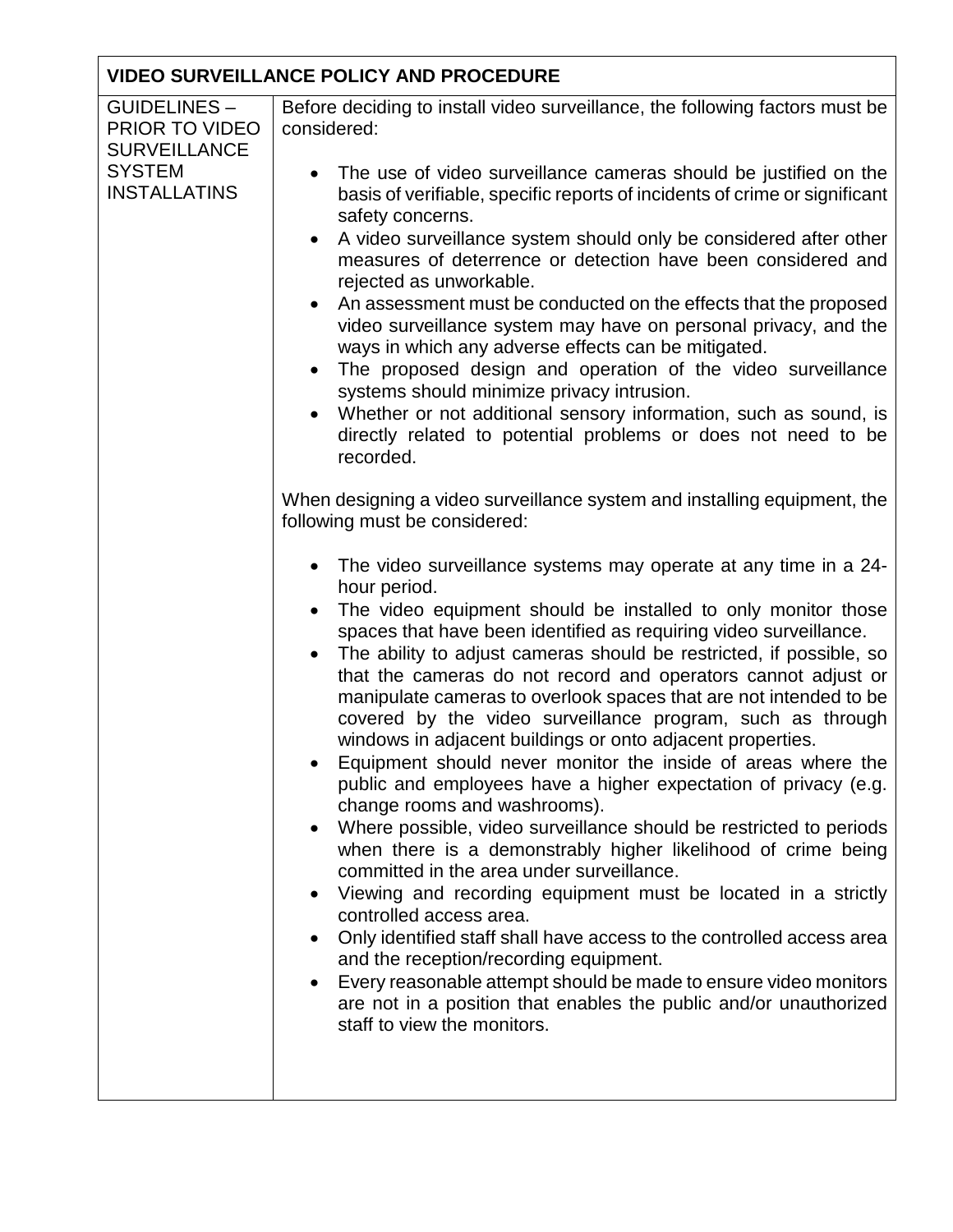| VIDEO SURVEILLANCE POLICY AND PROCEDURE | |
|---|---|
| GUIDELINES – PRIOR TO VIDEO SURVEILLANCE SYSTEM INSTALLATINS | Before deciding to install video surveillance, the following factors must be considered:<br><br>• The use of video surveillance cameras should be justified on the basis of verifiable, specific reports of incidents of crime or significant safety concerns.<br>• A video surveillance system should only be considered after other measures of deterrence or detection have been considered and rejected as unworkable.<br>• An assessment must be conducted on the effects that the proposed video surveillance system may have on personal privacy, and the ways in which any adverse effects can be mitigated.<br>• The proposed design and operation of the video surveillance systems should minimize privacy intrusion.<br>• Whether or not additional sensory information, such as sound, is directly related to potential problems or does not need to be recorded.<br><br>When designing a video surveillance system and installing equipment, the following must be considered:<br><br>• The video surveillance systems may operate at any time in a 24-hour period.<br>• The video equipment should be installed to only monitor those spaces that have been identified as requiring video surveillance.<br>• The ability to adjust cameras should be restricted, if possible, so that the cameras do not record and operators cannot adjust or manipulate cameras to overlook spaces that are not intended to be covered by the video surveillance program, such as through windows in adjacent buildings or onto adjacent properties.<br>• Equipment should never monitor the inside of areas where the public and employees have a higher expectation of privacy (e.g. change rooms and washrooms).<br>• Where possible, video surveillance should be restricted to periods when there is a demonstrably higher likelihood of crime being committed in the area under surveillance.<br>• Viewing and recording equipment must be located in a strictly controlled access area.<br>• Only identified staff shall have access to the controlled access area and the reception/recording equipment.<br>• Every reasonable attempt should be made to ensure video monitors are not in a position that enables the public and/or unauthorized staff to view the monitors. |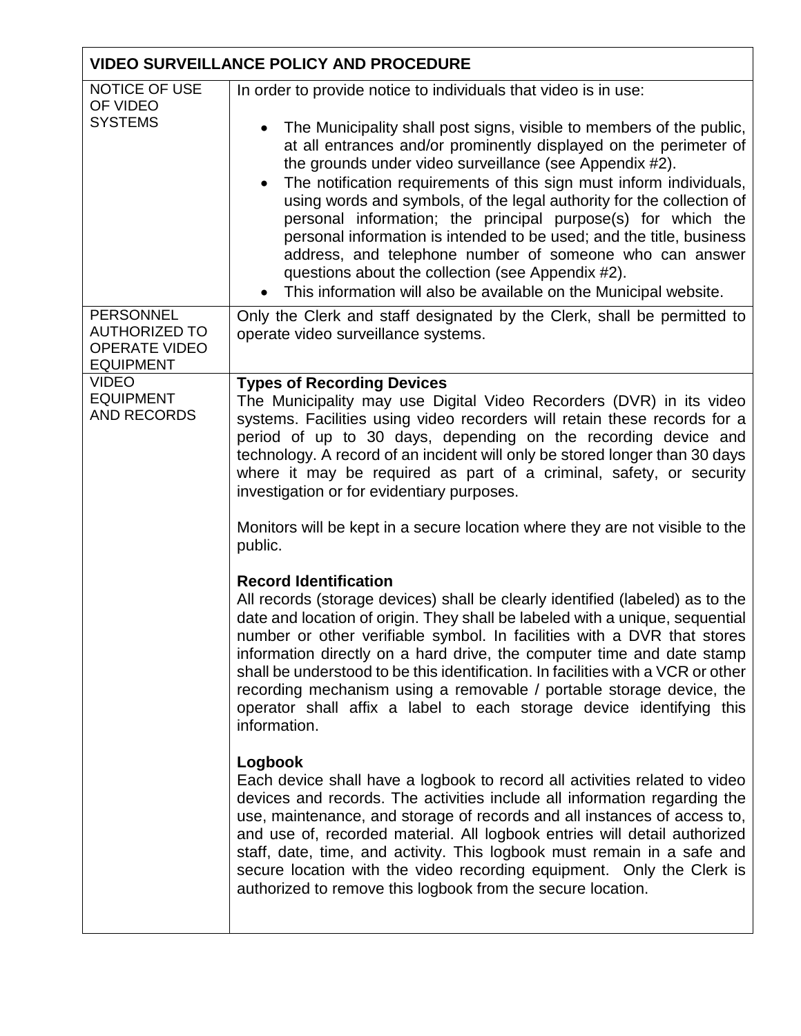| VIDEO SURVEILLANCE POLICY AND PROCEDURE | |
|---|---|
| NOTICE OF USE OF VIDEO SYSTEMS | In order to provide notice to individuals that video is in use:<br><br>• The Municipality shall post signs, visible to members of the public, at all entrances and/or prominently displayed on the perimeter of the grounds under video surveillance (see Appendix #2).<br>• The notification requirements of this sign must inform individuals, using words and symbols, of the legal authority for the collection of personal information; the principal purpose(s) for which the personal information is intended to be used; and the title, business address, and telephone number of someone who can answer questions about the collection (see Appendix #2).<br>• This information will also be available on the Municipal website. |
| PERSONNEL AUTHORIZED TO OPERATE VIDEO EQUIPMENT | Only the Clerk and staff designated by the Clerk, shall be permitted to operate video surveillance systems. |
| VIDEO EQUIPMENT AND RECORDS | **Types of Recording Devices**<br>The Municipality may use Digital Video Recorders (DVR) in its video systems. Facilities using video recorders will retain these records for a period of up to 30 days, depending on the recording device and technology. A record of an incident will only be stored longer than 30 days where it may be required as part of a criminal, safety, or security investigation or for evidentiary purposes.<br><br>Monitors will be kept in a secure location where they are not visible to the public.<br><br>**Record Identification**<br>All records (storage devices) shall be clearly identified (labeled) as to the date and location of origin. They shall be labeled with a unique, sequential number or other verifiable symbol. In facilities with a DVR that stores information directly on a hard drive, the computer time and date stamp shall be understood to be this identification. In facilities with a VCR or other recording mechanism using a removable / portable storage device, the operator shall affix a label to each storage device identifying this information.<br><br>**Logbook**<br>Each device shall have a logbook to record all activities related to video devices and records. The activities include all information regarding the use, maintenance, and storage of records and all instances of access to, and use of, recorded material. All logbook entries will detail authorized staff, date, time, and activity. This logbook must remain in a safe and secure location with the video recording equipment. Only the Clerk is authorized to remove this logbook from the secure location. |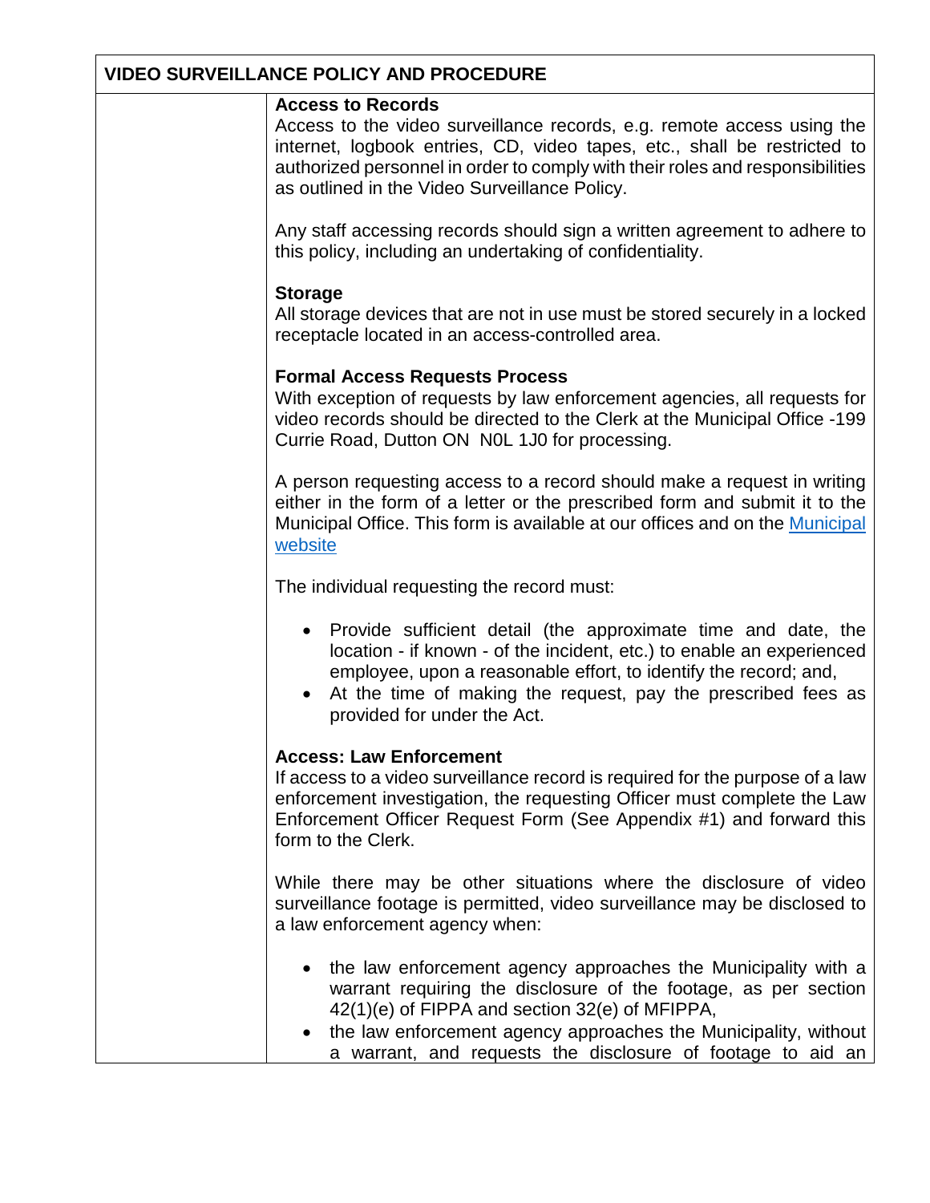## VIDEO SURVEILLANCE POLICY AND PROCEDURE

**Access to Records**

Access to the video surveillance records, e.g. remote access using the internet, logbook entries, CD, video tapes, etc., shall be restricted to authorized personnel in order to comply with their roles and responsibilities as outlined in the Video Surveillance Policy.

Any staff accessing records should sign a written agreement to adhere to this policy, including an undertaking of confidentiality.

**Storage**

All storage devices that are not in use must be stored securely in a locked receptacle located in an access-controlled area.

**Formal Access Requests Process**

With exception of requests by law enforcement agencies, all requests for video records should be directed to the Clerk at the Municipal Office -199 Currie Road, Dutton ON N0L 1J0 for processing.

A person requesting access to a record should make a request in writing either in the form of a letter or the prescribed form and submit it to the Municipal Office. This form is available at our offices and on the Municipal website

The individual requesting the record must:

- Provide sufficient detail (the approximate time and date, the location - if known - of the incident, etc.) to enable an experienced employee, upon a reasonable effort, to identify the record; and,
- At the time of making the request, pay the prescribed fees as provided for under the Act.

**Access: Law Enforcement**

If access to a video surveillance record is required for the purpose of a law enforcement investigation, the requesting Officer must complete the Law Enforcement Officer Request Form (See Appendix #1) and forward this form to the Clerk.

While there may be other situations where the disclosure of video surveillance footage is permitted, video surveillance may be disclosed to a law enforcement agency when:

- the law enforcement agency approaches the Municipality with a warrant requiring the disclosure of the footage, as per section 42(1)(e) of FIPPA and section 32(e) of MFIPPA,
- the law enforcement agency approaches the Municipality, without a warrant, and requests the disclosure of footage to aid an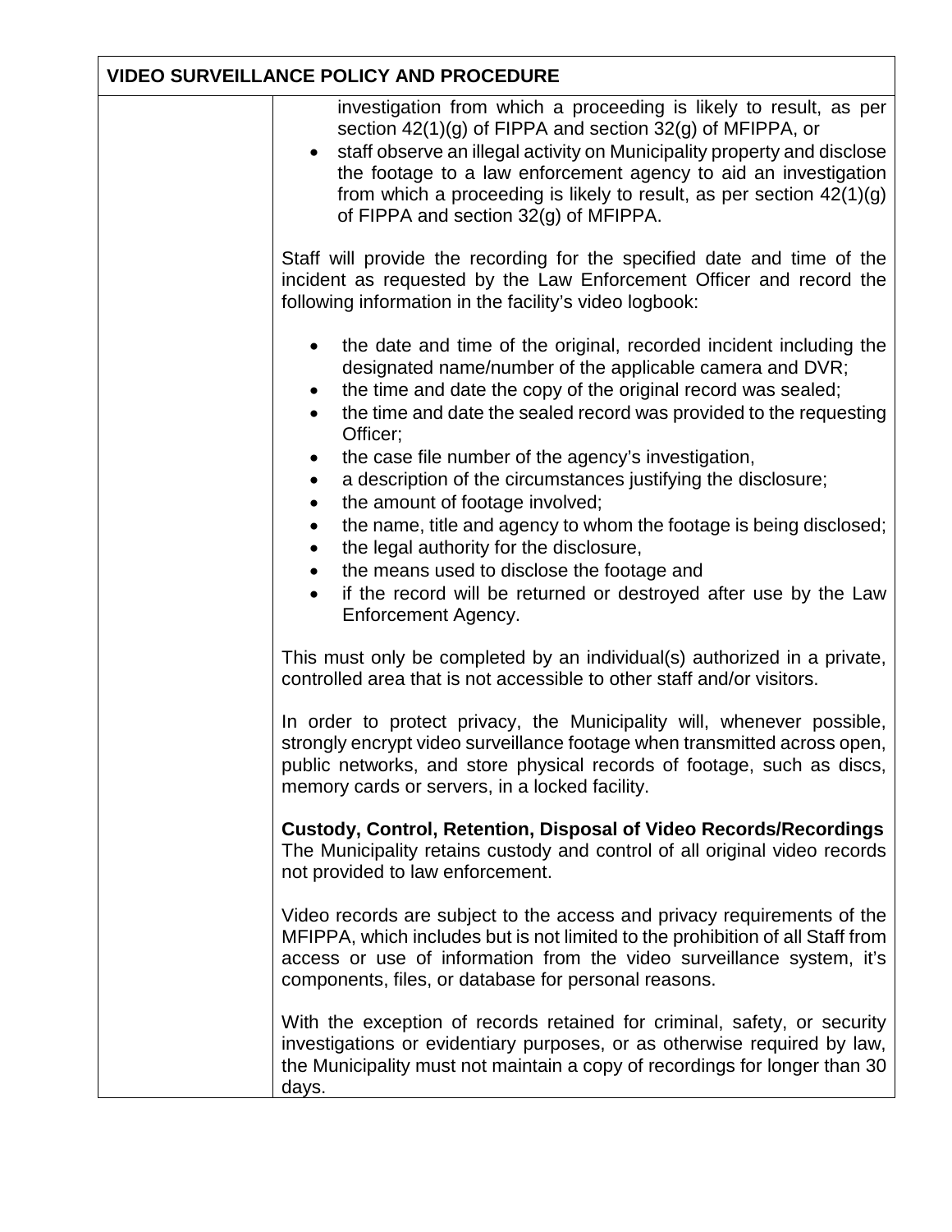**VIDEO SURVEILLANCE POLICY AND PROCEDURE**

investigation from which a proceeding is likely to result, as per section 42(1)(g) of FIPPA and section 32(g) of MFIPPA, or

- staff observe an illegal activity on Municipality property and disclose the footage to a law enforcement agency to aid an investigation from which a proceeding is likely to result, as per section 42(1)(g) of FIPPA and section 32(g) of MFIPPA.

Staff will provide the recording for the specified date and time of the incident as requested by the Law Enforcement Officer and record the following information in the facility's video logbook:

- the date and time of the original, recorded incident including the designated name/number of the applicable camera and DVR;
- the time and date the copy of the original record was sealed;
- the time and date the sealed record was provided to the requesting Officer;
- the case file number of the agency's investigation,
- a description of the circumstances justifying the disclosure;
- the amount of footage involved;
- the name, title and agency to whom the footage is being disclosed;
- the legal authority for the disclosure,
- the means used to disclose the footage and
- if the record will be returned or destroyed after use by the Law Enforcement Agency.

This must only be completed by an individual(s) authorized in a private, controlled area that is not accessible to other staff and/or visitors.

In order to protect privacy, the Municipality will, whenever possible, strongly encrypt video surveillance footage when transmitted across open, public networks, and store physical records of footage, such as discs, memory cards or servers, in a locked facility.

**Custody, Control, Retention, Disposal of Video Records/Recordings**
The Municipality retains custody and control of all original video records not provided to law enforcement.

Video records are subject to the access and privacy requirements of the MFIPPA, which includes but is not limited to the prohibition of all Staff from access or use of information from the video surveillance system, it's components, files, or database for personal reasons.

With the exception of records retained for criminal, safety, or security investigations or evidentiary purposes, or as otherwise required by law, the Municipality must not maintain a copy of recordings for longer than 30 days.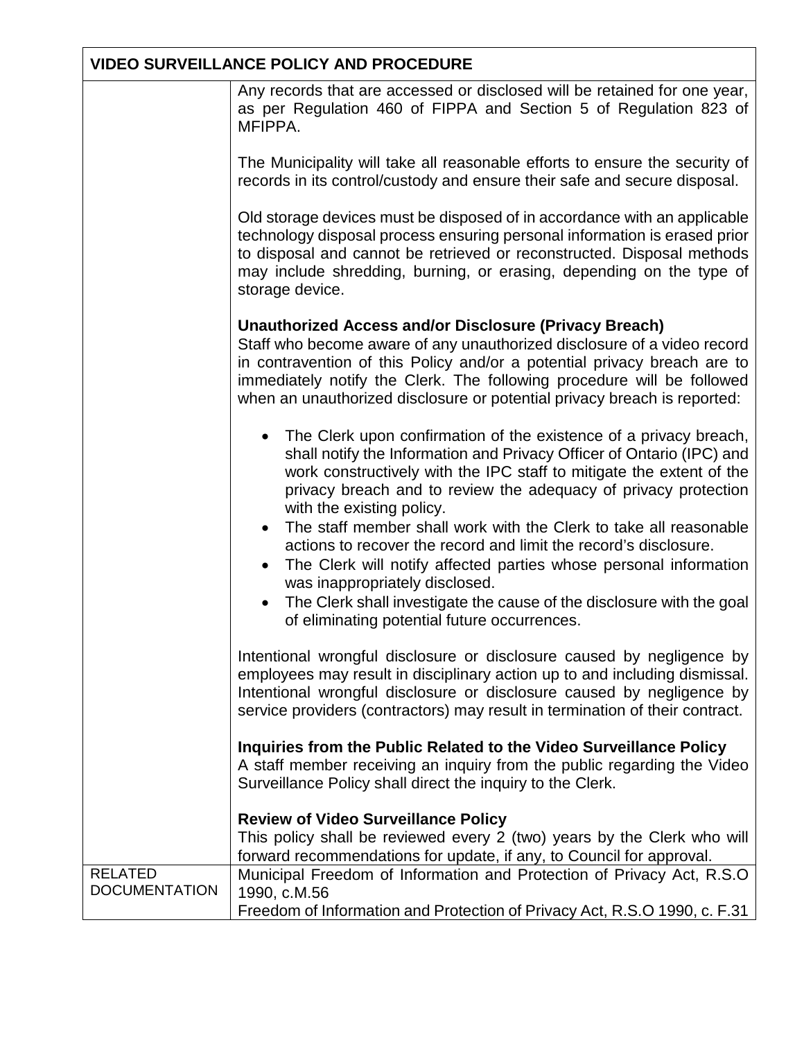| VIDEO SURVEILLANCE POLICY AND PROCEDURE | |
|---|---|
| | Any records that are accessed or disclosed will be retained for one year, as per Regulation 460 of FIPPA and Section 5 of Regulation 823 of MFIPPA.<br><br>The Municipality will take all reasonable efforts to ensure the security of records in its control/custody and ensure their safe and secure disposal.<br><br>Old storage devices must be disposed of in accordance with an applicable technology disposal process ensuring personal information is erased prior to disposal and cannot be retrieved or reconstructed. Disposal methods may include shredding, burning, or erasing, depending on the type of storage device.<br><br>**Unauthorized Access and/or Disclosure (Privacy Breach)**<br>Staff who become aware of any unauthorized disclosure of a video record in contravention of this Policy and/or a potential privacy breach are to immediately notify the Clerk. The following procedure will be followed when an unauthorized disclosure or potential privacy breach is reported:<br><br>• The Clerk upon confirmation of the existence of a privacy breach, shall notify the Information and Privacy Officer of Ontario (IPC) and work constructively with the IPC staff to mitigate the extent of the privacy breach and to review the adequacy of privacy protection with the existing policy.<br>• The staff member shall work with the Clerk to take all reasonable actions to recover the record and limit the record's disclosure.<br>• The Clerk will notify affected parties whose personal information was inappropriately disclosed.<br>• The Clerk shall investigate the cause of the disclosure with the goal of eliminating potential future occurrences.<br><br>Intentional wrongful disclosure or disclosure caused by negligence by employees may result in disciplinary action up to and including dismissal. Intentional wrongful disclosure or disclosure caused by negligence by service providers (contractors) may result in termination of their contract.<br><br>**Inquiries from the Public Related to the Video Surveillance Policy**<br>A staff member receiving an inquiry from the public regarding the Video Surveillance Policy shall direct the inquiry to the Clerk.<br><br>**Review of Video Surveillance Policy**<br>This policy shall be reviewed every 2 (two) years by the Clerk who will forward recommendations for update, if any, to Council for approval. |
| RELATED DOCUMENTATION | Municipal Freedom of Information and Protection of Privacy Act, R.S.O 1990, c.M.56<br>Freedom of Information and Protection of Privacy Act, R.S.O 1990, c. F.31 |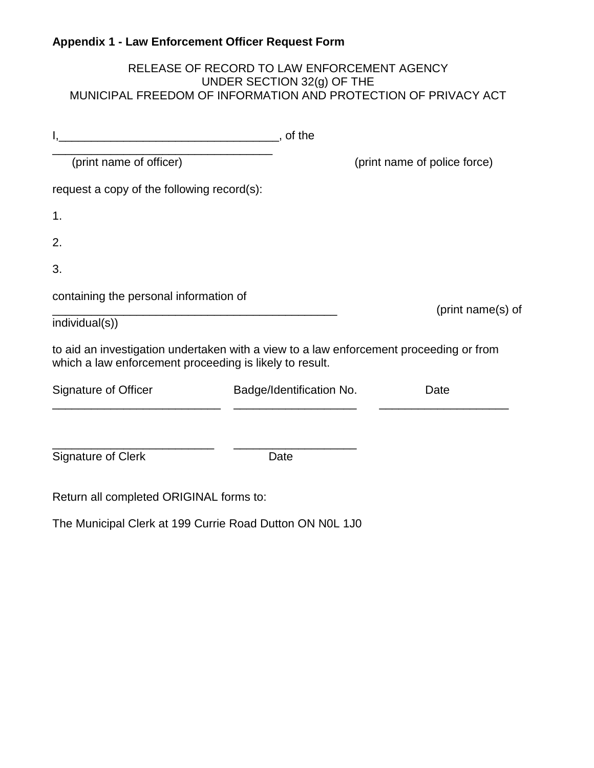**Appendix 1 - Law Enforcement Officer Request Form**

RELEASE OF RECORD TO LAW ENFORCEMENT AGENCY
UNDER SECTION 32(g) OF THE
MUNICIPAL FREEDOM OF INFORMATION AND PROTECTION OF PRIVACY ACT

I,_________________________________, of the _________________________________
(print name of officer) (print name of police force)

request a copy of the following record(s):

1.

2.

3.

containing the personal information of _____________________________________________ (print name(s) of individual(s))

to aid an investigation undertaken with a view to a law enforcement proceeding or from which a law enforcement proceeding is likely to result.

Signature of Officer ___________________________ Badge/Identification No. ___________________ Date ____________________

_________________________
Signature of Clerk

___________________
Date

Return all completed ORIGINAL forms to:

The Municipal Clerk at 199 Currie Road Dutton ON N0L 1J0